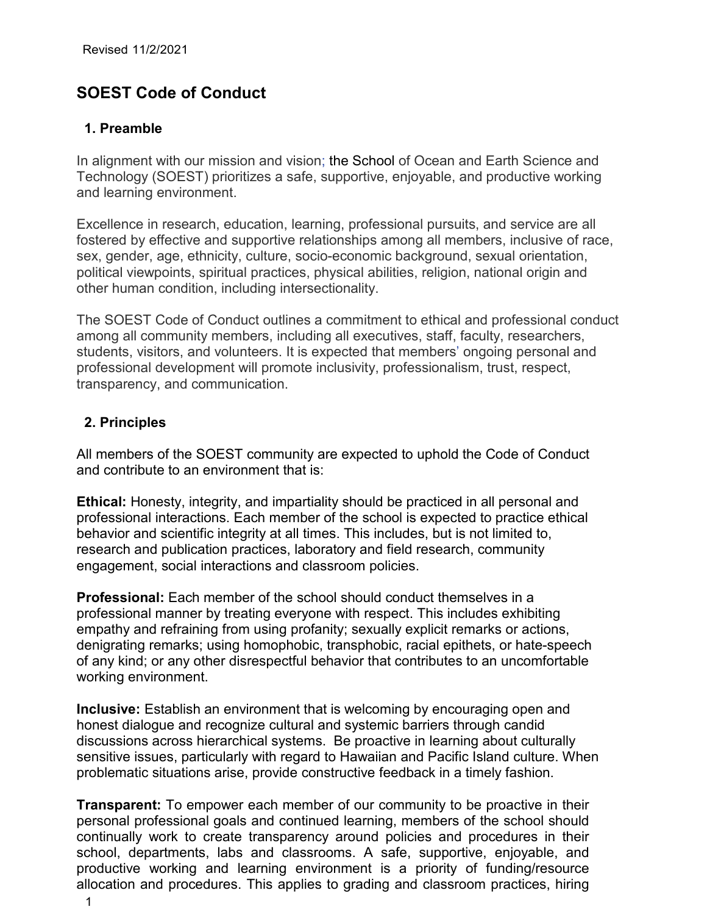Revised 11/2/2021

# SOEST Code of Conduct

## 1. Preamble

In alignment with our mission and vision; the School of Ocean and Earth Science and Technology (SOEST) prioritizes a safe, supportive, enjoyable, and productive working and learning environment.

Excellence in research, education, learning, professional pursuits, and service are all fostered by effective and supportive relationships among all members, inclusive of race, sex, gender, age, ethnicity, culture, socio-economic background, sexual orientation, political viewpoints, spiritual practices, physical abilities, religion, national origin and other human condition, including intersectionality.

The SOEST Code of Conduct outlines a commitment to ethical and professional conduct among all community members, including all executives, staff, faculty, researchers, students, visitors, and volunteers. It is expected that members' ongoing personal and professional development will promote inclusivity, professionalism, trust, respect, transparency, and communication.

## 2. Principles

All members of the SOEST community are expected to uphold the Code of Conduct and contribute to an environment that is:

**Ethical:** Honesty, integrity, and impartiality should be practiced in all personal and professional interactions. Each member of the school is expected to practice ethical behavior and scientific integrity at all times. This includes, but is not limited to, research and publication practices, laboratory and field research, community engagement, social interactions and classroom policies.

**Professional:** Each member of the school should conduct themselves in a professional manner by treating everyone with respect. This includes exhibiting empathy and refraining from using profanity; sexually explicit remarks or actions, denigrating remarks; using homophobic, transphobic, racial epithets, or hate-speech of any kind; or any other disrespectful behavior that contributes to an uncomfortable working environment.

**Inclusive:** Establish an environment that is welcoming by encouraging open and honest dialogue and recognize cultural and systemic barriers through candid discussions across hierarchical systems. Be proactive in learning about culturally sensitive issues, particularly with regard to Hawaiian and Pacific Island culture. When problematic situations arise, provide constructive feedback in a timely fashion.

**Transparent:** To empower each member of our community to be proactive in their personal professional goals and continued learning, members of the school should continually work to create transparency around policies and procedures in their school, departments, labs and classrooms. A safe, supportive, enjoyable, and productive working and learning environment is a priority of funding/resource allocation and procedures. This applies to grading and classroom practices, hiring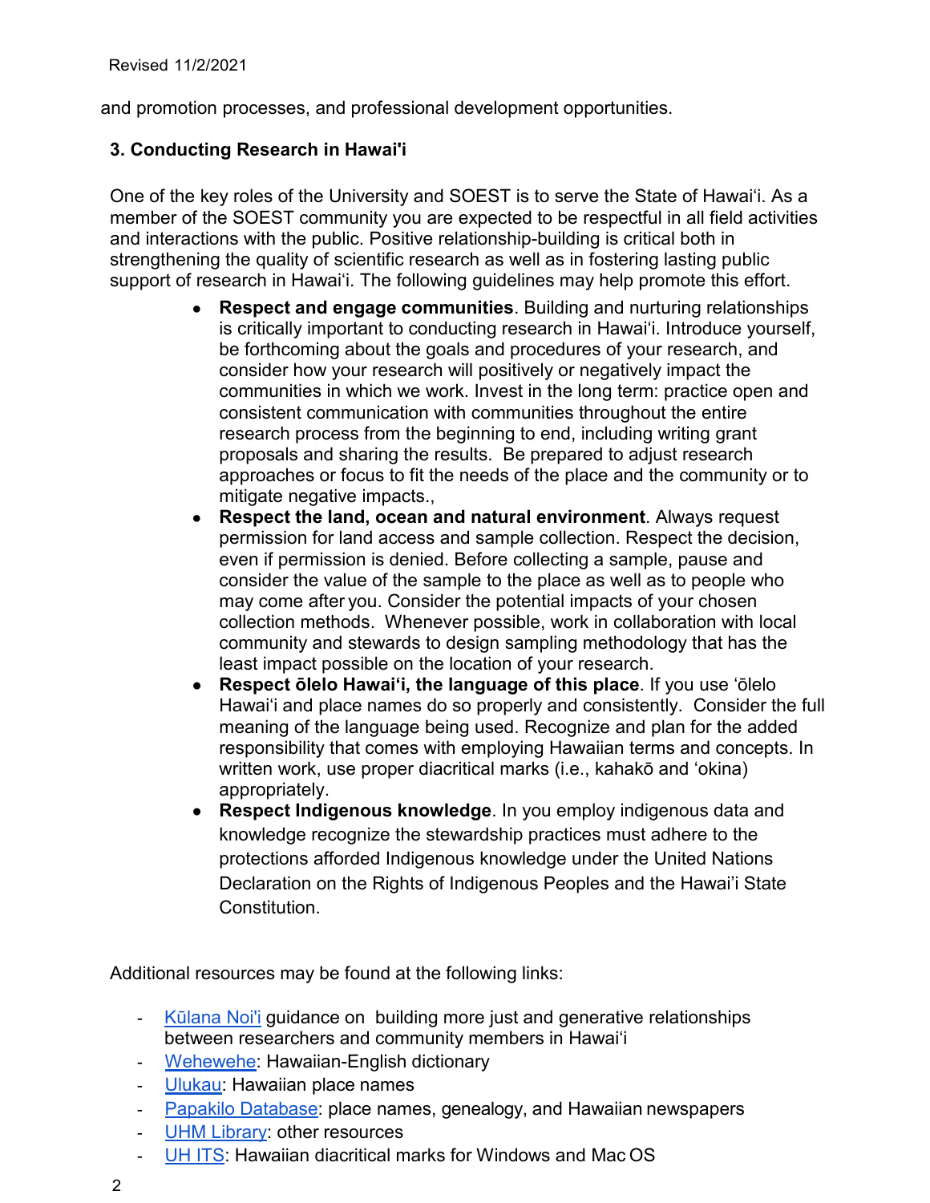and promotion processes, and professional development opportunities.

### 3. Conducting Research in Hawai'i

One of the key roles of the University and SOEST is to serve the State of Hawaiʻi. As a member of the SOEST community you are expected to be respectful in all field activities and interactions with the public. Positive relationship-building is critical both in strengthening the quality of scientific research as well as in fostering lasting public support of research in Hawaiʻi. The following guidelines may help promote this effort.

- **Respect and engage communities**. Building and nurturing relationships is critically important to conducting research in Hawaiʻi. Introduce yourself, be forthcoming about the goals and procedures of your research, and consider how your research will positively or negatively impact the communities in which we work. Invest in the long term: practice open and consistent communication with communities throughout the entire research process from the beginning to end, including writing grant proposals and sharing the results. Be prepared to adjust research approaches or focus to fit the needs of the place and the community or to mitigate negative impacts.,
- **Respect the land, ocean and natural environment**. Always request permission for land access and sample collection. Respect the decision, even if permission is denied. Before collecting a sample, pause and consider the value of the sample to the place as well as to people who may come after you. Consider the potential impacts of your chosen collection methods. Whenever possible, work in collaboration with local community and stewards to design sampling methodology that has the least impact possible on the location of your research.
- **Respect ōlelo Hawaiʻi, the language of this place**. If you use ʻōlelo Hawaiʻi and place names do so properly and consistently. Consider the full meaning of the language being used. Recognize and plan for the added responsibility that comes with employing Hawaiian terms and concepts. In written work, use proper diacritical marks (i.e., kahakō and ʻokina) appropriately.
- **Respect Indigenous knowledge**. In you employ indigenous data and knowledge recognize the stewardship practices must adhere to the protections afforded Indigenous knowledge under the United Nations Declaration on the Rights of Indigenous Peoples and the Hawai'i State Constitution.

Additional resources may be found at the following links:

- Kūlana Noi'i guidance on building more just and generative relationships between researchers and community members in Hawaiʻi
- Wehewehe: Hawaiian-English dictionary
- Ulukau: Hawaiian place names
- Papakilo Database: place names, genealogy, and Hawaiian newspapers
- UHM Library: other resources
- UH ITS: Hawaiian diacritical marks for Windows and Mac OS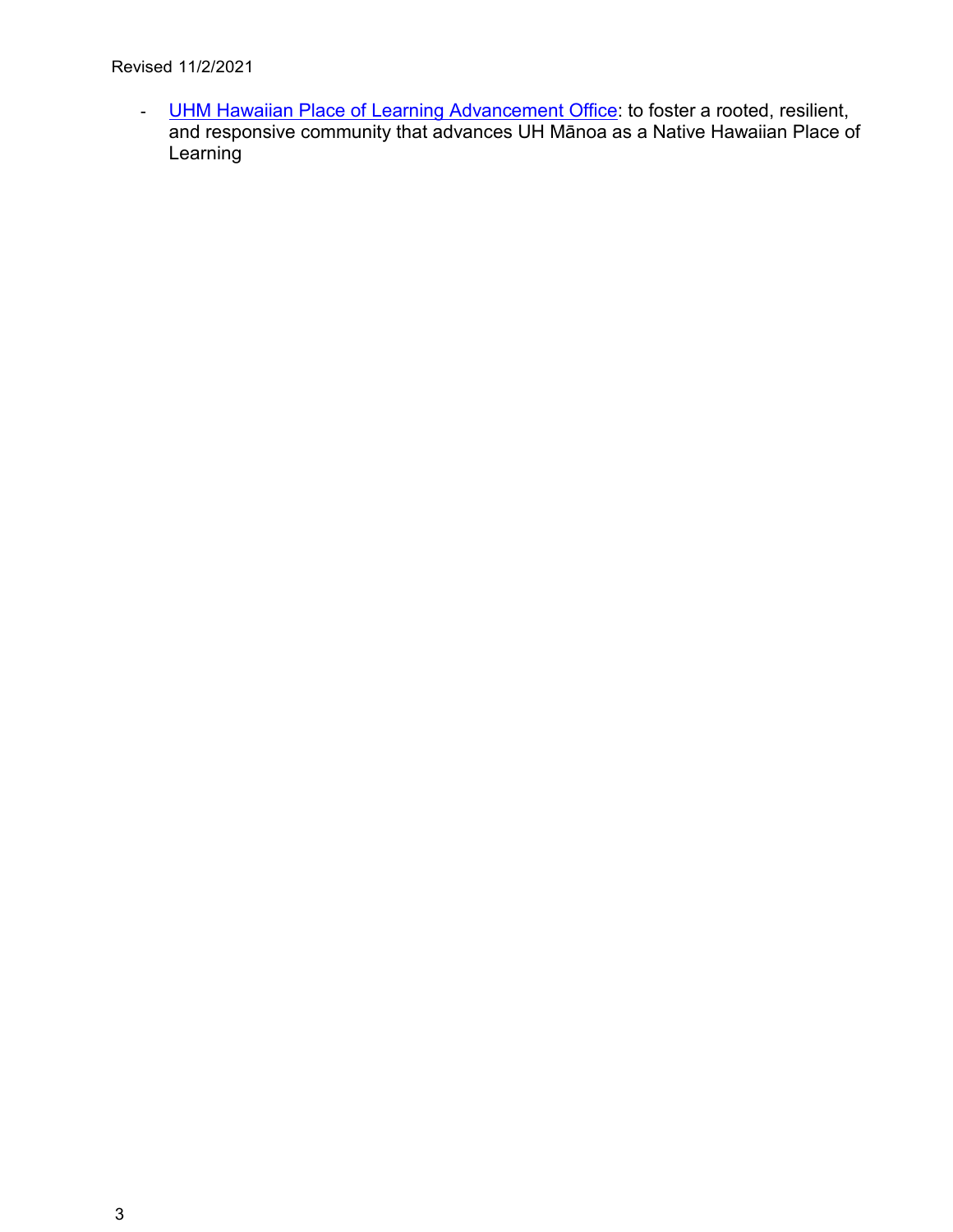- UHM Hawaiian Place of Learning Advancement Office: to foster a rooted, resilient, and responsive community that advances UH Mānoa as a Native Hawaiian Place of Learning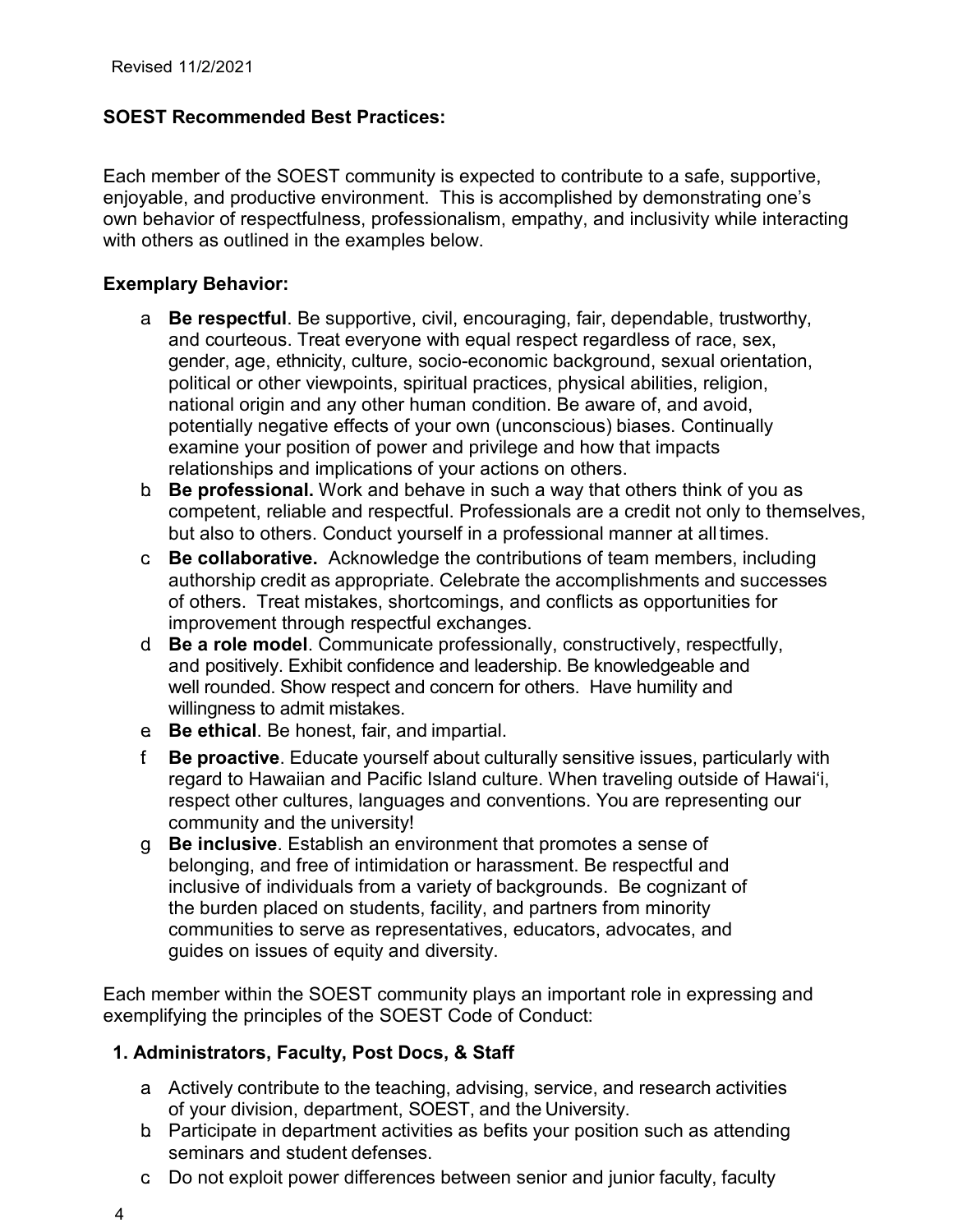**SOEST Recommended Best Practices:**

Each member of the SOEST community is expected to contribute to a safe, supportive, enjoyable, and productive environment. This is accomplished by demonstrating one's own behavior of respectfulness, professionalism, empathy, and inclusivity while interacting with others as outlined in the examples below.

**Exemplary Behavior:**

a. **Be respectful**. Be supportive, civil, encouraging, fair, dependable, trustworthy, and courteous. Treat everyone with equal respect regardless of race, sex, gender, age, ethnicity, culture, socio-economic background, sexual orientation, political or other viewpoints, spiritual practices, physical abilities, religion, national origin and any other human condition. Be aware of, and avoid, potentially negative effects of your own (unconscious) biases. Continually examine your position of power and privilege and how that impacts relationships and implications of your actions on others.
b. **Be professional.** Work and behave in such a way that others think of you as competent, reliable and respectful. Professionals are a credit not only to themselves, but also to others. Conduct yourself in a professional manner at all times.
c. **Be collaborative.** Acknowledge the contributions of team members, including authorship credit as appropriate. Celebrate the accomplishments and successes of others. Treat mistakes, shortcomings, and conflicts as opportunities for improvement through respectful exchanges.
d. **Be a role model**. Communicate professionally, constructively, respectfully, and positively. Exhibit confidence and leadership. Be knowledgeable and well rounded. Show respect and concern for others. Have humility and willingness to admit mistakes.
e. **Be ethical**. Be honest, fair, and impartial.
f. **Be proactive**. Educate yourself about culturally sensitive issues, particularly with regard to Hawaiian and Pacific Island culture. When traveling outside of Hawaiʻi, respect other cultures, languages and conventions. You are representing our community and the university!
g. **Be inclusive**. Establish an environment that promotes a sense of belonging, and free of intimidation or harassment. Be respectful and inclusive of individuals from a variety of backgrounds. Be cognizant of the burden placed on students, facility, and partners from minority communities to serve as representatives, educators, advocates, and guides on issues of equity and diversity.

Each member within the SOEST community plays an important role in expressing and exemplifying the principles of the SOEST Code of Conduct:

**1. Administrators, Faculty, Post Docs, & Staff**

a. Actively contribute to the teaching, advising, service, and research activities of your division, department, SOEST, and the University.
b. Participate in department activities as befits your position such as attending seminars and student defenses.
c. Do not exploit power differences between senior and junior faculty, faculty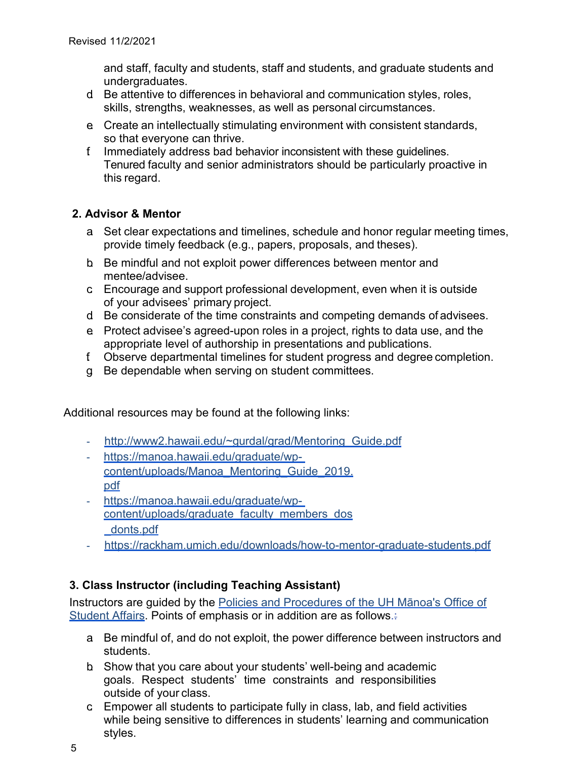and staff, faculty and students, staff and students, and graduate students and undergraduates.

d. Be attentive to differences in behavioral and communication styles, roles, skills, strengths, weaknesses, as well as personal circumstances.
e. Create an intellectually stimulating environment with consistent standards, so that everyone can thrive.
f. Immediately address bad behavior inconsistent with these guidelines. Tenured faculty and senior administrators should be particularly proactive in this regard.

**2. Advisor & Mentor**

a. Set clear expectations and timelines, schedule and honor regular meeting times, provide timely feedback (e.g., papers, proposals, and theses).
b. Be mindful and not exploit power differences between mentor and mentee/advisee.
c. Encourage and support professional development, even when it is outside of your advisees' primary project.
d. Be considerate of the time constraints and competing demands of advisees.
e. Protect advisee's agreed-upon roles in a project, rights to data use, and the appropriate level of authorship in presentations and publications.
f. Observe departmental timelines for student progress and degree completion.
g. Be dependable when serving on student committees.

Additional resources may be found at the following links:

- http://www2.hawaii.edu/~gurdal/grad/Mentoring_Guide.pdf
- https://manoa.hawaii.edu/graduate/wp-content/uploads/Manoa_Mentoring_Guide_2019.pdf
- https://manoa.hawaii.edu/graduate/wp-content/uploads/graduate_faculty_members_dos_donts.pdf
- https://rackham.umich.edu/downloads/how-to-mentor-graduate-students.pdf

**3. Class Instructor (including Teaching Assistant)**

Instructors are guided by the Policies and Procedures of the UH Mānoa's Office of Student Affairs. Points of emphasis or in addition are as follows.

a. Be mindful of, and do not exploit, the power difference between instructors and students.
b. Show that you care about your students' well-being and academic goals. Respect students' time constraints and responsibilities outside of your class.
c. Empower all students to participate fully in class, lab, and field activities while being sensitive to differences in students' learning and communication styles.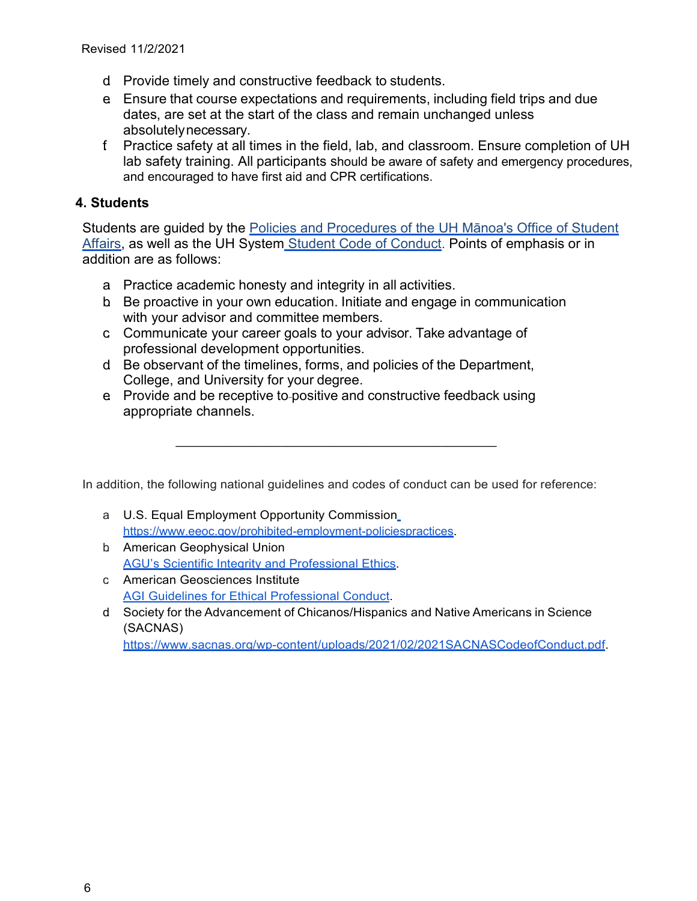Revised 11/2/2021

d. Provide timely and constructive feedback to students.
e. Ensure that course expectations and requirements, including field trips and due dates, are set at the start of the class and remain unchanged unless absolutely necessary.
f. Practice safety at all times in the field, lab, and classroom. Ensure completion of UH lab safety training. All participants should be aware of safety and emergency procedures, and encouraged to have first aid and CPR certifications.

### 4. Students

Students are guided by the [Policies and Procedures of the UH Mānoa's Office of Student Affairs](), as well as the UH System [Student Code of Conduct](). Points of emphasis or in addition are as follows:

a. Practice academic honesty and integrity in all activities.
b. Be proactive in your own education. Initiate and engage in communication with your advisor and committee members.
c. Communicate your career goals to your advisor. Take advantage of professional development opportunities.
d. Be observant of the timelines, forms, and policies of the Department, College, and University for your degree.
e. Provide and be receptive to positive and constructive feedback using appropriate channels.

---

In addition, the following national guidelines and codes of conduct can be used for reference:

a. U.S. Equal Employment Opportunity Commission https://www.eeoc.gov/prohibited-employment-policiespractices.
b. American Geophysical Union [AGU's Scientific Integrity and Professional Ethics]().
c. American Geosciences Institute [AGI Guidelines for Ethical Professional Conduct]().
d. Society for the Advancement of Chicanos/Hispanics and Native Americans in Science (SACNAS) https://www.sacnas.org/wp-content/uploads/2021/02/2021SACNASCodeofConduct.pdf.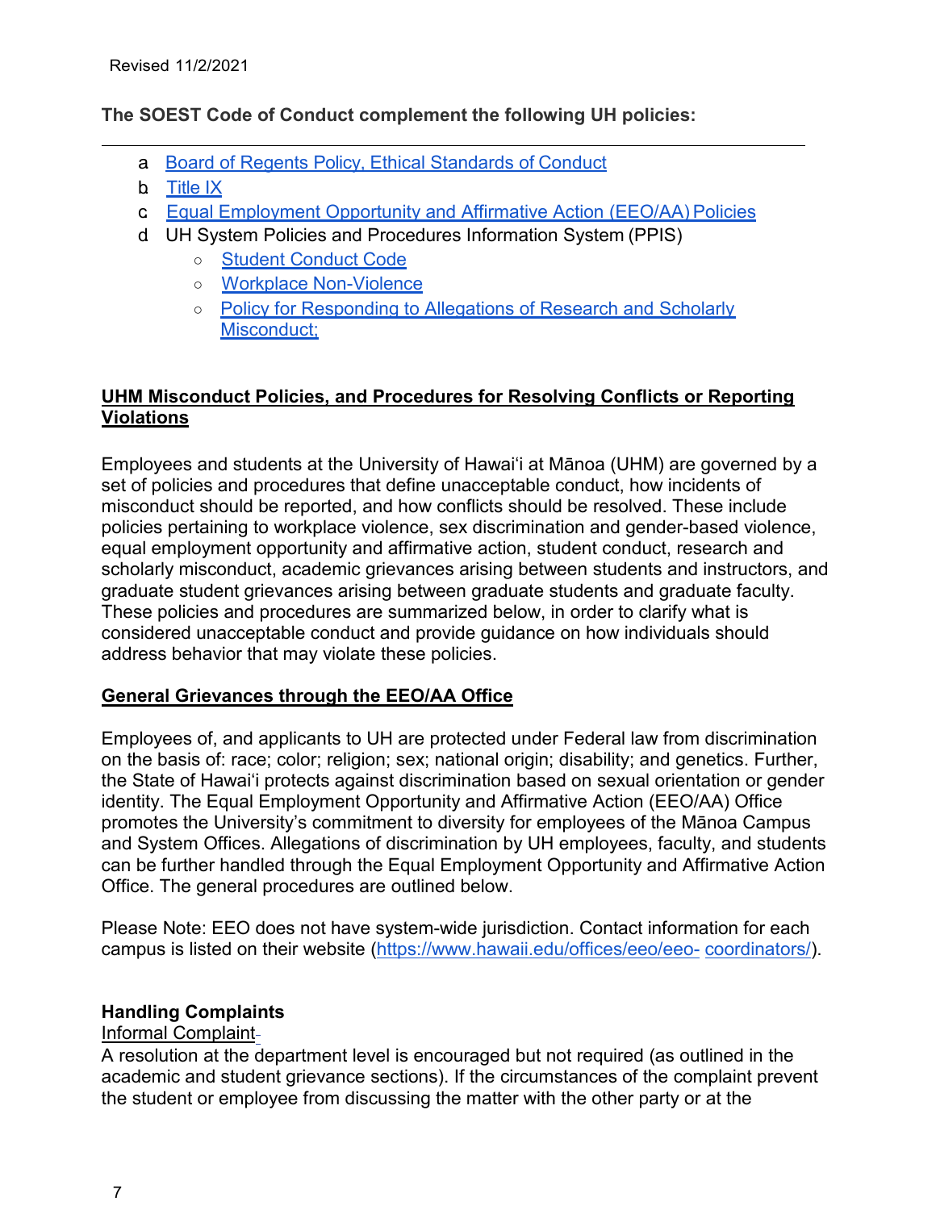Revised 11/2/2021

**The SOEST Code of Conduct complement the following UH policies:**

a. Board of Regents Policy, Ethical Standards of Conduct
b. Title IX
c. Equal Employment Opportunity and Affirmative Action (EEO/AA) Policies
d. UH System Policies and Procedures Information System (PPIS)
    - Student Conduct Code
    - Workplace Non-Violence
    - Policy for Responding to Allegations of Research and Scholarly Misconduct;

## UHM Misconduct Policies, and Procedures for Resolving Conflicts or Reporting Violations

Employees and students at the University of Hawai'i at Mānoa (UHM) are governed by a set of policies and procedures that define unacceptable conduct, how incidents of misconduct should be reported, and how conflicts should be resolved. These include policies pertaining to workplace violence, sex discrimination and gender-based violence, equal employment opportunity and affirmative action, student conduct, research and scholarly misconduct, academic grievances arising between students and instructors, and graduate student grievances arising between graduate students and graduate faculty. These policies and procedures are summarized below, in order to clarify what is considered unacceptable conduct and provide guidance on how individuals should address behavior that may violate these policies.

## General Grievances through the EEO/AA Office

Employees of, and applicants to UH are protected under Federal law from discrimination on the basis of: race; color; religion; sex; national origin; disability; and genetics. Further, the State of Hawai'i protects against discrimination based on sexual orientation or gender identity. The Equal Employment Opportunity and Affirmative Action (EEO/AA) Office promotes the University's commitment to diversity for employees of the Mānoa Campus and System Offices. Allegations of discrimination by UH employees, faculty, and students can be further handled through the Equal Employment Opportunity and Affirmative Action Office. The general procedures are outlined below.

Please Note: EEO does not have system-wide jurisdiction. Contact information for each campus is listed on their website (https://www.hawaii.edu/offices/eeo/eeo-coordinators/).

### Handling Complaints

Informal Complaint

A resolution at the department level is encouraged but not required (as outlined in the academic and student grievance sections). If the circumstances of the complaint prevent the student or employee from discussing the matter with the other party or at the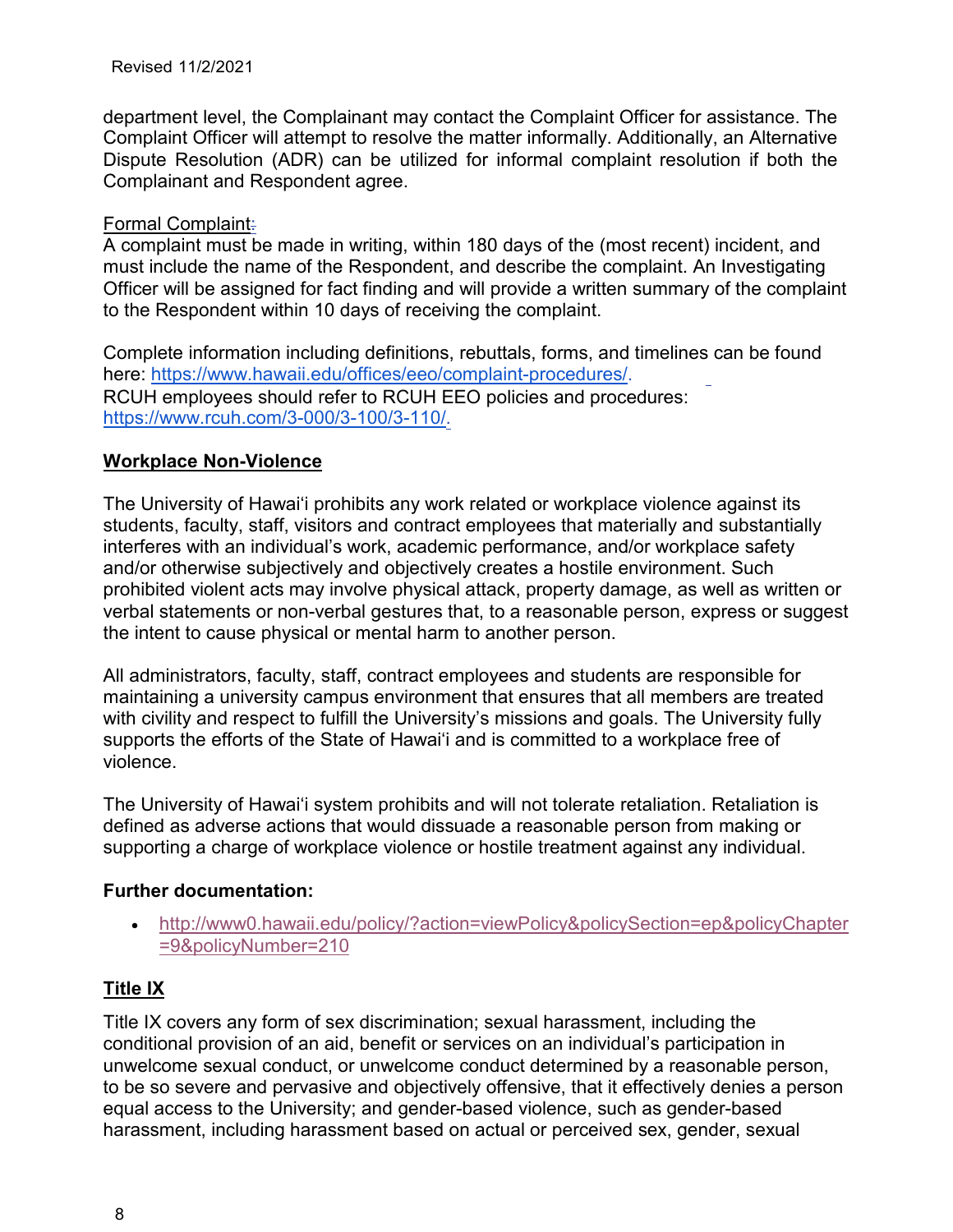department level, the Complainant may contact the Complaint Officer for assistance. The Complaint Officer will attempt to resolve the matter informally. Additionally, an Alternative Dispute Resolution (ADR) can be utilized for informal complaint resolution if both the Complainant and Respondent agree.

Formal Complaint:

A complaint must be made in writing, within 180 days of the (most recent) incident, and must include the name of the Respondent, and describe the complaint. An Investigating Officer will be assigned for fact finding and will provide a written summary of the complaint to the Respondent within 10 days of receiving the complaint.

Complete information including definitions, rebuttals, forms, and timelines can be found here: https://www.hawaii.edu/offices/eeo/complaint-procedures/.
RCUH employees should refer to RCUH EEO policies and procedures: https://www.rcuh.com/3-000/3-100/3-110/.

## Workplace Non-Violence

The University of Hawaiʻi prohibits any work related or workplace violence against its students, faculty, staff, visitors and contract employees that materially and substantially interferes with an individual's work, academic performance, and/or workplace safety and/or otherwise subjectively and objectively creates a hostile environment. Such prohibited violent acts may involve physical attack, property damage, as well as written or verbal statements or non-verbal gestures that, to a reasonable person, express or suggest the intent to cause physical or mental harm to another person.

All administrators, faculty, staff, contract employees and students are responsible for maintaining a university campus environment that ensures that all members are treated with civility and respect to fulfill the University's missions and goals. The University fully supports the efforts of the State of Hawaiʻi and is committed to a workplace free of violence.

The University of Hawaiʻi system prohibits and will not tolerate retaliation. Retaliation is defined as adverse actions that would dissuade a reasonable person from making or supporting a charge of workplace violence or hostile treatment against any individual.

**Further documentation:**

- http://www0.hawaii.edu/policy/?action=viewPolicy&policySection=ep&policyChapter=9&policyNumber=210

## Title IX

Title IX covers any form of sex discrimination; sexual harassment, including the conditional provision of an aid, benefit or services on an individual's participation in unwelcome sexual conduct, or unwelcome conduct determined by a reasonable person, to be so severe and pervasive and objectively offensive, that it effectively denies a person equal access to the University; and gender-based violence, such as gender-based harassment, including harassment based on actual or perceived sex, gender, sexual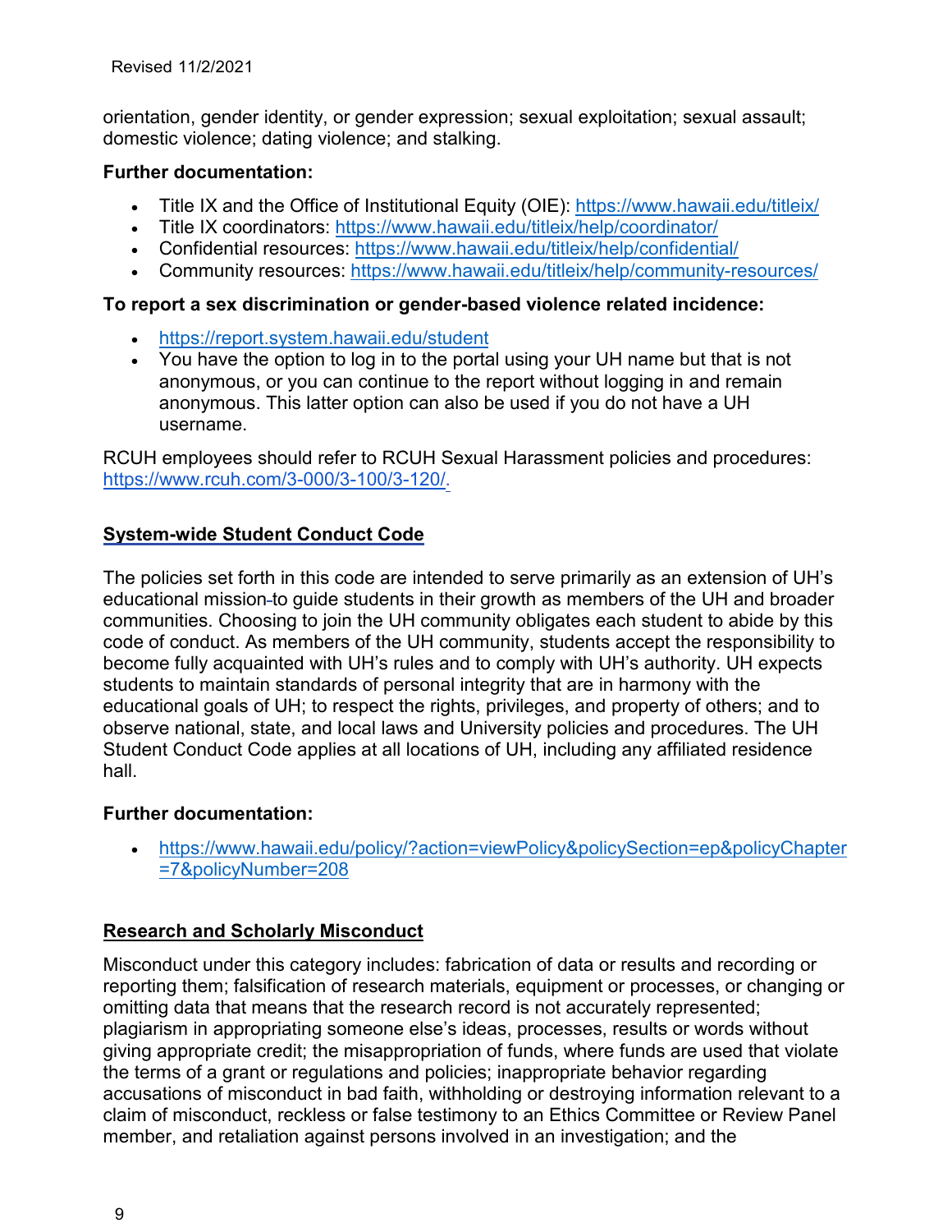orientation, gender identity, or gender expression; sexual exploitation; sexual assault; domestic violence; dating violence; and stalking.

**Further documentation:**

- Title IX and the Office of Institutional Equity (OIE): https://www.hawaii.edu/titleix/
- Title IX coordinators: https://www.hawaii.edu/titleix/help/coordinator/
- Confidential resources: https://www.hawaii.edu/titleix/help/confidential/
- Community resources: https://www.hawaii.edu/titleix/help/community-resources/

**To report a sex discrimination or gender-based violence related incidence:**

- https://report.system.hawaii.edu/student
- You have the option to log in to the portal using your UH name but that is not anonymous, or you can continue to the report without logging in and remain anonymous. This latter option can also be used if you do not have a UH username.

RCUH employees should refer to RCUH Sexual Harassment policies and procedures: https://www.rcuh.com/3-000/3-100/3-120/.

## System-wide Student Conduct Code

The policies set forth in this code are intended to serve primarily as an extension of UH's educational mission to guide students in their growth as members of the UH and broader communities. Choosing to join the UH community obligates each student to abide by this code of conduct. As members of the UH community, students accept the responsibility to become fully acquainted with UH's rules and to comply with UH's authority. UH expects students to maintain standards of personal integrity that are in harmony with the educational goals of UH; to respect the rights, privileges, and property of others; and to observe national, state, and local laws and University policies and procedures. The UH Student Conduct Code applies at all locations of UH, including any affiliated residence hall.

**Further documentation:**

- https://www.hawaii.edu/policy/?action=viewPolicy&policySection=ep&policyChapter=7&policyNumber=208

## Research and Scholarly Misconduct

Misconduct under this category includes: fabrication of data or results and recording or reporting them; falsification of research materials, equipment or processes, or changing or omitting data that means that the research record is not accurately represented; plagiarism in appropriating someone else's ideas, processes, results or words without giving appropriate credit; the misappropriation of funds, where funds are used that violate the terms of a grant or regulations and policies; inappropriate behavior regarding accusations of misconduct in bad faith, withholding or destroying information relevant to a claim of misconduct, reckless or false testimony to an Ethics Committee or Review Panel member, and retaliation against persons involved in an investigation; and the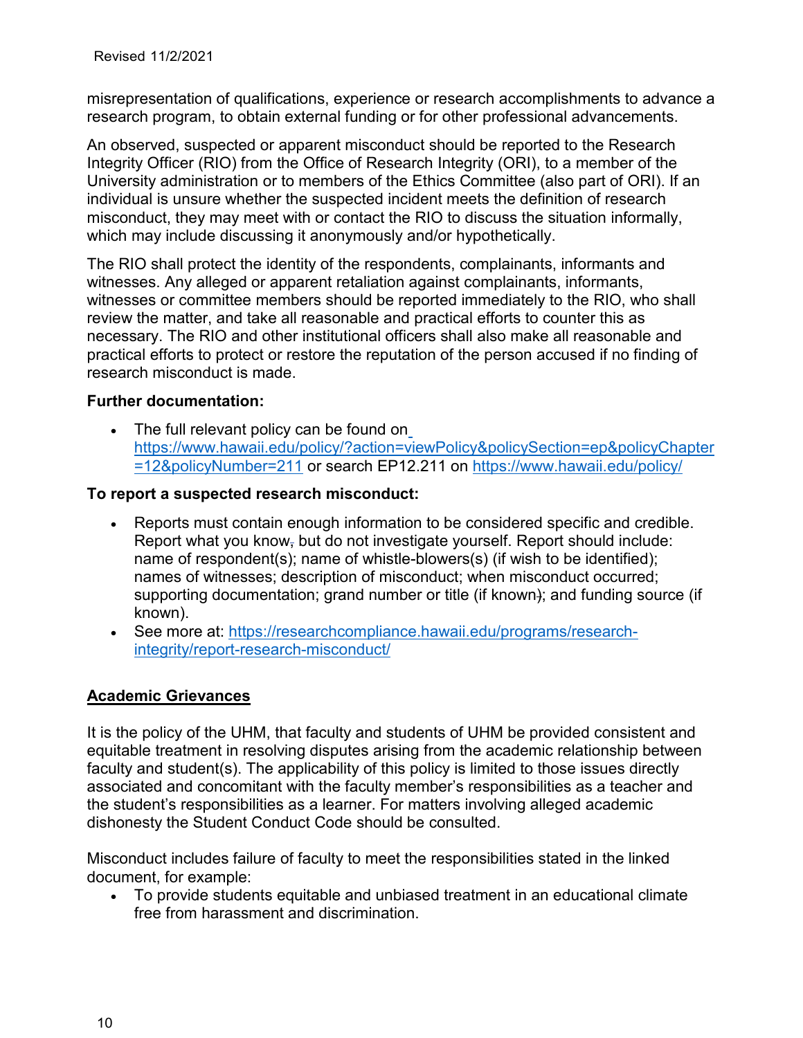misrepresentation of qualifications, experience or research accomplishments to advance a research program, to obtain external funding or for other professional advancements.

An observed, suspected or apparent misconduct should be reported to the Research Integrity Officer (RIO) from the Office of Research Integrity (ORI), to a member of the University administration or to members of the Ethics Committee (also part of ORI). If an individual is unsure whether the suspected incident meets the definition of research misconduct, they may meet with or contact the RIO to discuss the situation informally, which may include discussing it anonymously and/or hypothetically.

The RIO shall protect the identity of the respondents, complainants, informants and witnesses. Any alleged or apparent retaliation against complainants, informants, witnesses or committee members should be reported immediately to the RIO, who shall review the matter, and take all reasonable and practical efforts to counter this as necessary. The RIO and other institutional officers shall also make all reasonable and practical efforts to protect or restore the reputation of the person accused if no finding of research misconduct is made.

**Further documentation:**

- The full relevant policy can be found on https://www.hawaii.edu/policy/?action=viewPolicy&policySection=ep&policyChapter=12&policyNumber=211 or search EP12.211 on https://www.hawaii.edu/policy/

**To report a suspected research misconduct:**

- Reports must contain enough information to be considered specific and credible. Report what you know, but do not investigate yourself. Report should include: name of respondent(s); name of whistle-blowers(s) (if wish to be identified); names of witnesses; description of misconduct; when misconduct occurred; supporting documentation; grand number or title (if known); and funding source (if known).
- See more at: https://researchcompliance.hawaii.edu/programs/research-integrity/report-research-misconduct/

## Academic Grievances

It is the policy of the UHM, that faculty and students of UHM be provided consistent and equitable treatment in resolving disputes arising from the academic relationship between faculty and student(s). The applicability of this policy is limited to those issues directly associated and concomitant with the faculty member's responsibilities as a teacher and the student's responsibilities as a learner. For matters involving alleged academic dishonesty the Student Conduct Code should be consulted.

Misconduct includes failure of faculty to meet the responsibilities stated in the linked document, for example:

- To provide students equitable and unbiased treatment in an educational climate free from harassment and discrimination.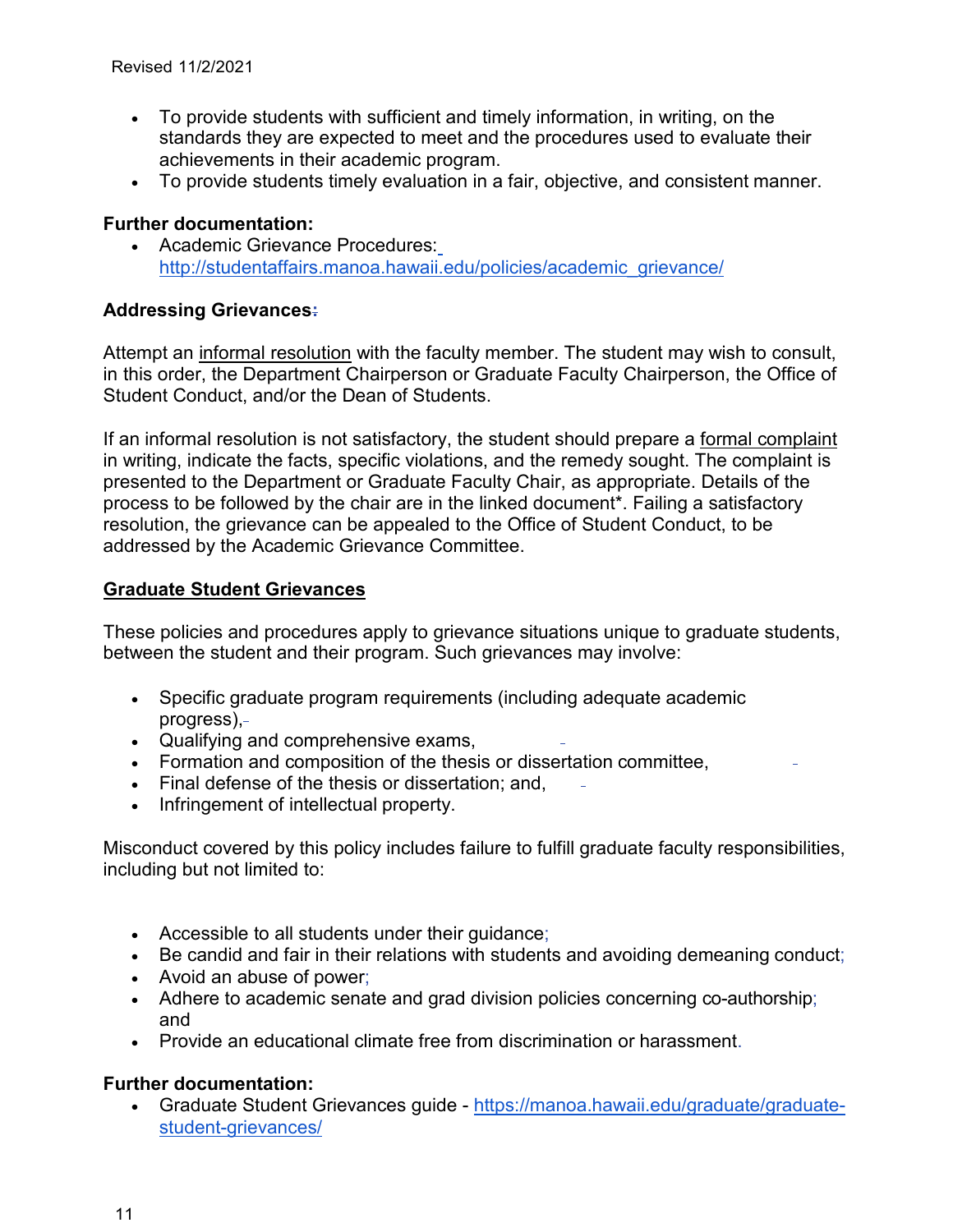- To provide students with sufficient and timely information, in writing, on the standards they are expected to meet and the procedures used to evaluate their achievements in their academic program.
- To provide students timely evaluation in a fair, objective, and consistent manner.

**Further documentation:**

- Academic Grievance Procedures: http://studentaffairs.manoa.hawaii.edu/policies/academic_grievance/

**Addressing Grievances:**

Attempt an informal resolution with the faculty member. The student may wish to consult, in this order, the Department Chairperson or Graduate Faculty Chairperson, the Office of Student Conduct, and/or the Dean of Students.

If an informal resolution is not satisfactory, the student should prepare a formal complaint in writing, indicate the facts, specific violations, and the remedy sought. The complaint is presented to the Department or Graduate Faculty Chair, as appropriate. Details of the process to be followed by the chair are in the linked document*. Failing a satisfactory resolution, the grievance can be appealed to the Office of Student Conduct, to be addressed by the Academic Grievance Committee.

**Graduate Student Grievances**

These policies and procedures apply to grievance situations unique to graduate students, between the student and their program. Such grievances may involve:

- Specific graduate program requirements (including adequate academic progress),
- Qualifying and comprehensive exams,
- Formation and composition of the thesis or dissertation committee,
- Final defense of the thesis or dissertation; and,
- Infringement of intellectual property.

Misconduct covered by this policy includes failure to fulfill graduate faculty responsibilities, including but not limited to:

- Accessible to all students under their guidance;
- Be candid and fair in their relations with students and avoiding demeaning conduct;
- Avoid an abuse of power;
- Adhere to academic senate and grad division policies concerning co-authorship; and
- Provide an educational climate free from discrimination or harassment.

**Further documentation:**

- Graduate Student Grievances guide - https://manoa.hawaii.edu/graduate/graduate-student-grievances/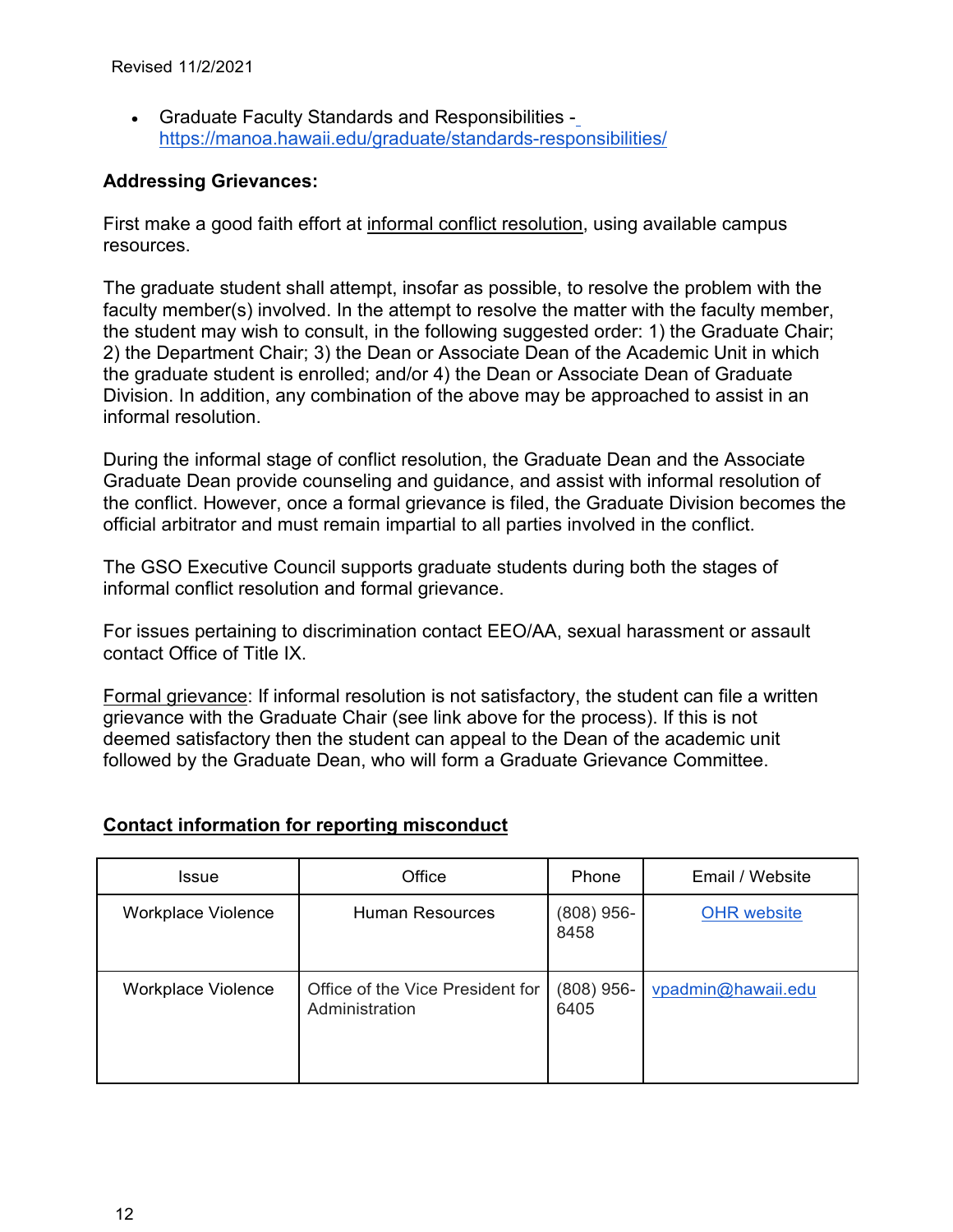Revised 11/2/2021

- Graduate Faculty Standards and Responsibilities - https://manoa.hawaii.edu/graduate/standards-responsibilities/

**Addressing Grievances:**

First make a good faith effort at informal conflict resolution, using available campus resources.

The graduate student shall attempt, insofar as possible, to resolve the problem with the faculty member(s) involved. In the attempt to resolve the matter with the faculty member, the student may wish to consult, in the following suggested order: 1) the Graduate Chair; 2) the Department Chair; 3) the Dean or Associate Dean of the Academic Unit in which the graduate student is enrolled; and/or 4) the Dean or Associate Dean of Graduate Division. In addition, any combination of the above may be approached to assist in an informal resolution.

During the informal stage of conflict resolution, the Graduate Dean and the Associate Graduate Dean provide counseling and guidance, and assist with informal resolution of the conflict. However, once a formal grievance is filed, the Graduate Division becomes the official arbitrator and must remain impartial to all parties involved in the conflict.

The GSO Executive Council supports graduate students during both the stages of informal conflict resolution and formal grievance.

For issues pertaining to discrimination contact EEO/AA, sexual harassment or assault contact Office of Title IX.

Formal grievance: If informal resolution is not satisfactory, the student can file a written grievance with the Graduate Chair (see link above for the process). If this is not deemed satisfactory then the student can appeal to the Dean of the academic unit followed by the Graduate Dean, who will form a Graduate Grievance Committee.

**Contact information for reporting misconduct**

| Issue | Office | Phone | Email / Website |
| --- | --- | --- | --- |
| Workplace Violence | Human Resources | (808) 956-8458 | OHR website |
| Workplace Violence | Office of the Vice President for Administration | (808) 956-6405 | vpadmin@hawaii.edu |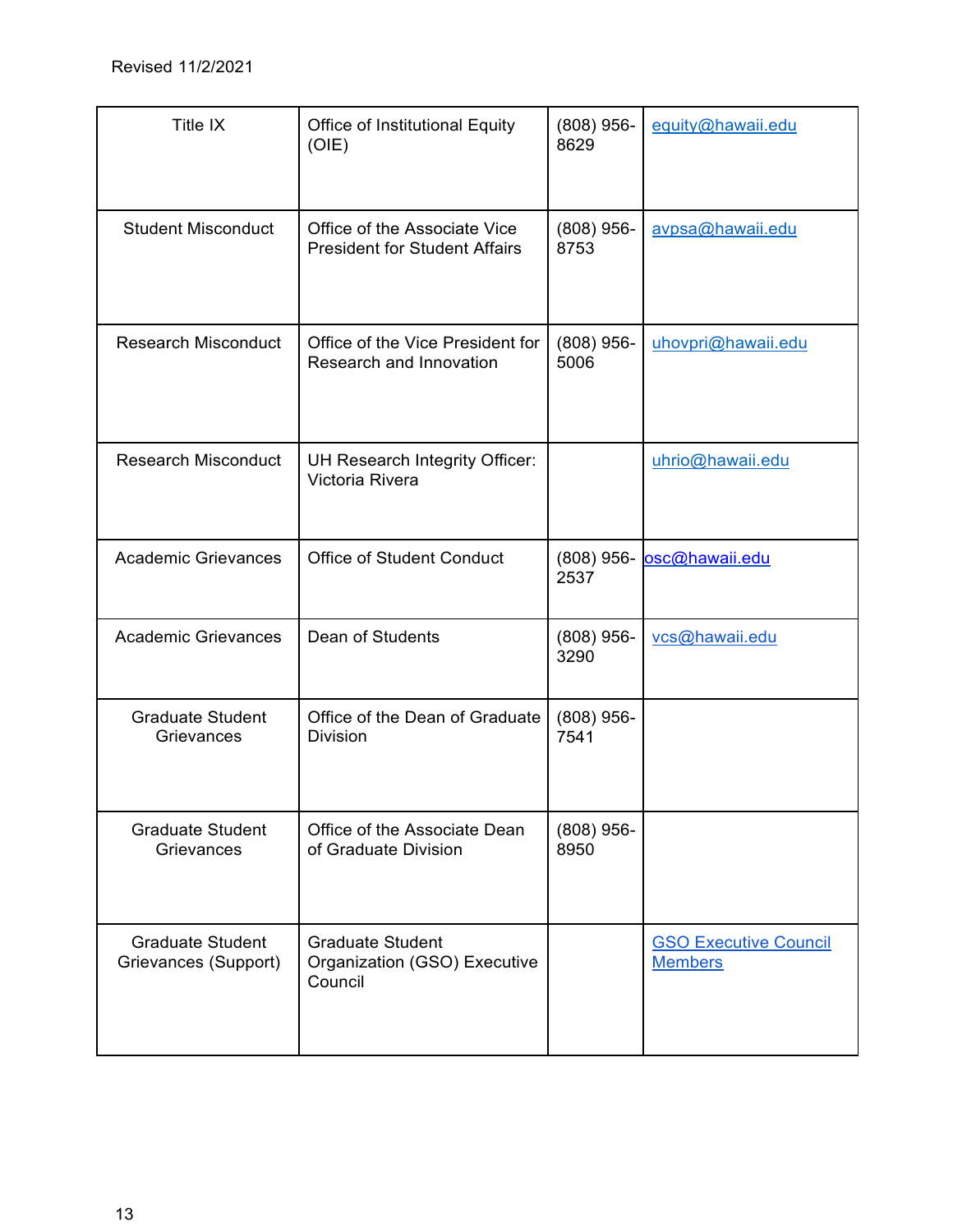Revised 11/2/2021

| | | | |
|---|---|---|---|
| Title IX | Office of Institutional Equity (OIE) | (808) 956-8629 | equity@hawaii.edu |
| Student Misconduct | Office of the Associate Vice President for Student Affairs | (808) 956-8753 | avpsa@hawaii.edu |
| Research Misconduct | Office of the Vice President for Research and Innovation | (808) 956-5006 | uhovpri@hawaii.edu |
| Research Misconduct | UH Research Integrity Officer: Victoria Rivera | | uhrio@hawaii.edu |
| Academic Grievances | Office of Student Conduct | (808) 956-2537 | osc@hawaii.edu |
| Academic Grievances | Dean of Students | (808) 956-3290 | vcs@hawaii.edu |
| Graduate Student Grievances | Office of the Dean of Graduate Division | (808) 956-7541 | |
| Graduate Student Grievances | Office of the Associate Dean of Graduate Division | (808) 956-8950 | |
| Graduate Student Grievances (Support) | Graduate Student Organization (GSO) Executive Council | | GSO Executive Council Members |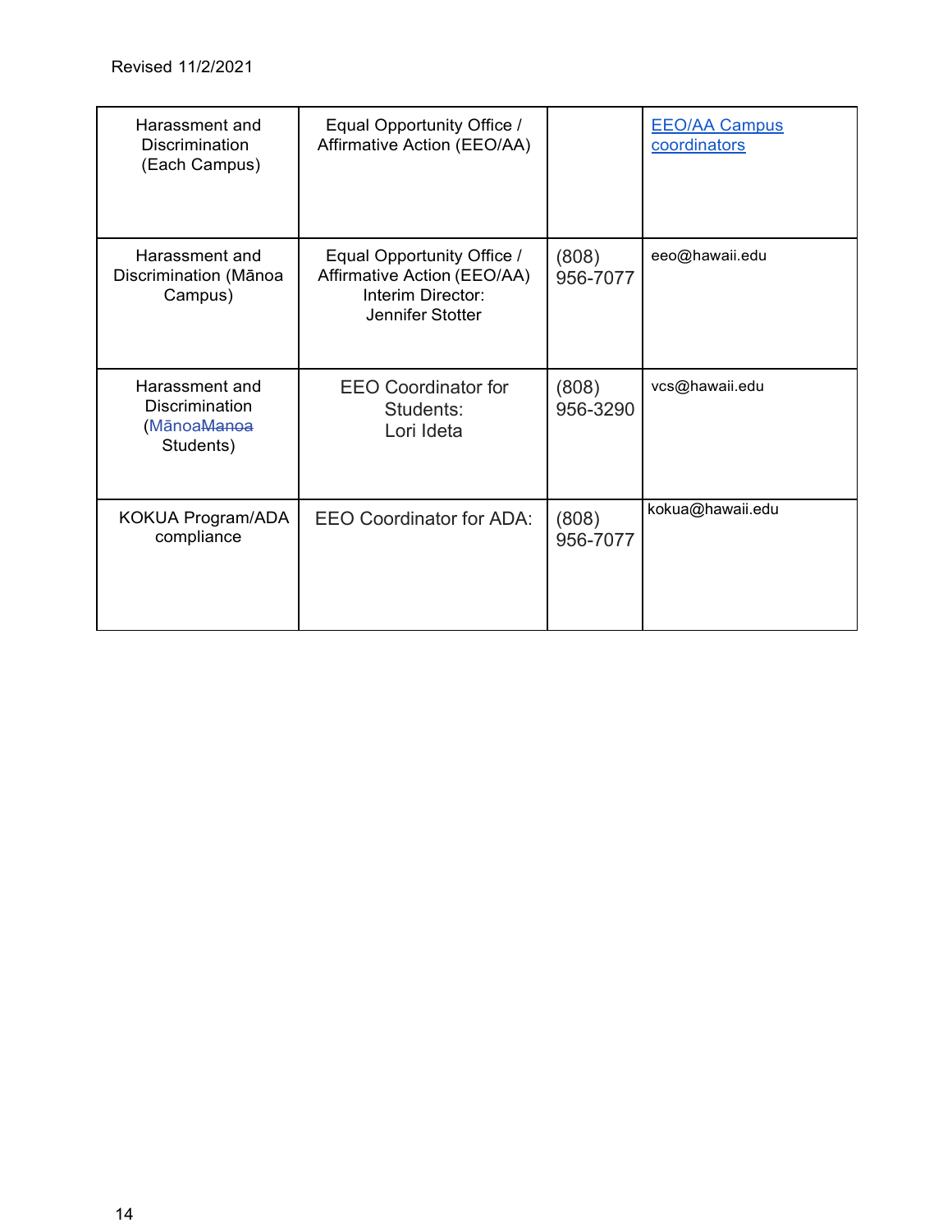Revised 11/2/2021

| | | | |
|---|---|---|---|
| Harassment and Discrimination (Each Campus) | Equal Opportunity Office / Affirmative Action (EEO/AA) | | EEO/AA Campus coordinators |
| Harassment and Discrimination (Mānoa Campus) | Equal Opportunity Office / Affirmative Action (EEO/AA) Interim Director: Jennifer Stotter | (808) 956-7077 | eeo@hawaii.edu |
| Harassment and Discrimination (Mānoa~~Manoa~~ Students) | EEO Coordinator for Students: Lori Ideta | (808) 956-3290 | vcs@hawaii.edu |
| KOKUA Program/ADA compliance | EEO Coordinator for ADA: | (808) 956-7077 | kokua@hawaii.edu |